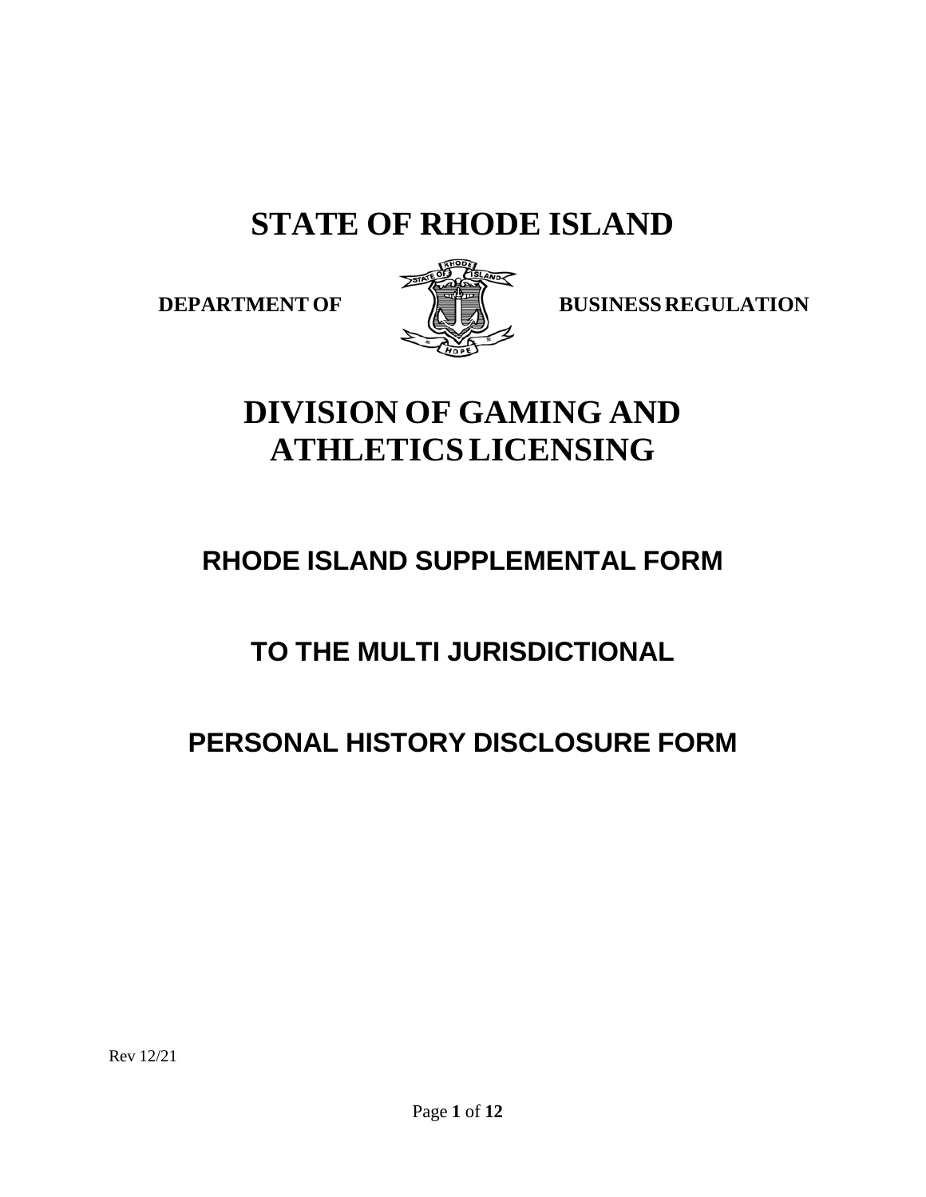# STATE OF RHODE ISLAND

**DEPARTMENT OF BUSINESS REGULATION**

# DIVISION OF GAMING AND ATHLETICS LICENSING

## RHODE ISLAND SUPPLEMENTAL FORM

## TO THE MULTI JURISDICTIONAL

## PERSONAL HISTORY DISCLOSURE FORM

Rev 12/21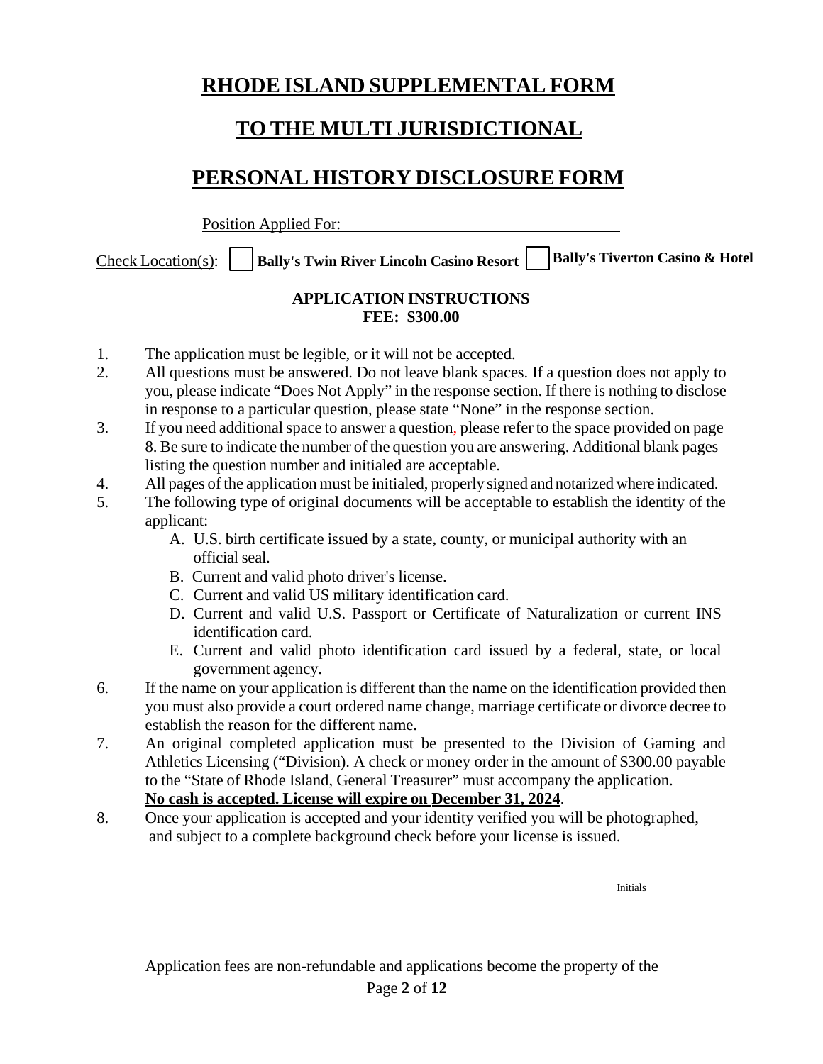# RHODE ISLAND SUPPLEMENTAL FORM

# TO THE MULTI JURISDICTIONAL

# PERSONAL HISTORY DISCLOSURE FORM

Position Applied For: ___________________________________

Check Location(s): ☐ **Bally's Twin River Lincoln Casino Resort** ☐ **Bally's Tiverton Casino & Hotel**

**APPLICATION INSTRUCTIONS**
**FEE: $300.00**

1. The application must be legible, or it will not be accepted.
2. All questions must be answered. Do not leave blank spaces. If a question does not apply to you, please indicate "Does Not Apply" in the response section. If there is nothing to disclose in response to a particular question, please state "None" in the response section.
3. If you need additional space to answer a question, please refer to the space provided on page 8. Be sure to indicate the number of the question you are answering. Additional blank pages listing the question number and initialed are acceptable.
4. All pages of the application must be initialed, properly signed and notarized where indicated.
5. The following type of original documents will be acceptable to establish the identity of the applicant:
   - A. U.S. birth certificate issued by a state, county, or municipal authority with an official seal.
   - B. Current and valid photo driver's license.
   - C. Current and valid US military identification card.
   - D. Current and valid U.S. Passport or Certificate of Naturalization or current INS identification card.
   - E. Current and valid photo identification card issued by a federal, state, or local government agency.
6. If the name on your application is different than the name on the identification provided then you must also provide a court ordered name change, marriage certificate or divorce decree to establish the reason for the different name.
7. An original completed application must be presented to the Division of Gaming and Athletics Licensing ("Division). A check or money order in the amount of $300.00 payable to the "State of Rhode Island, General Treasurer" must accompany the application.
   **No cash is accepted. License will expire on December 31, 2024**.
8. Once your application is accepted and your identity verified you will be photographed, and subject to a complete background check before your license is issued.

Initials____

Application fees are non-refundable and applications become the property of the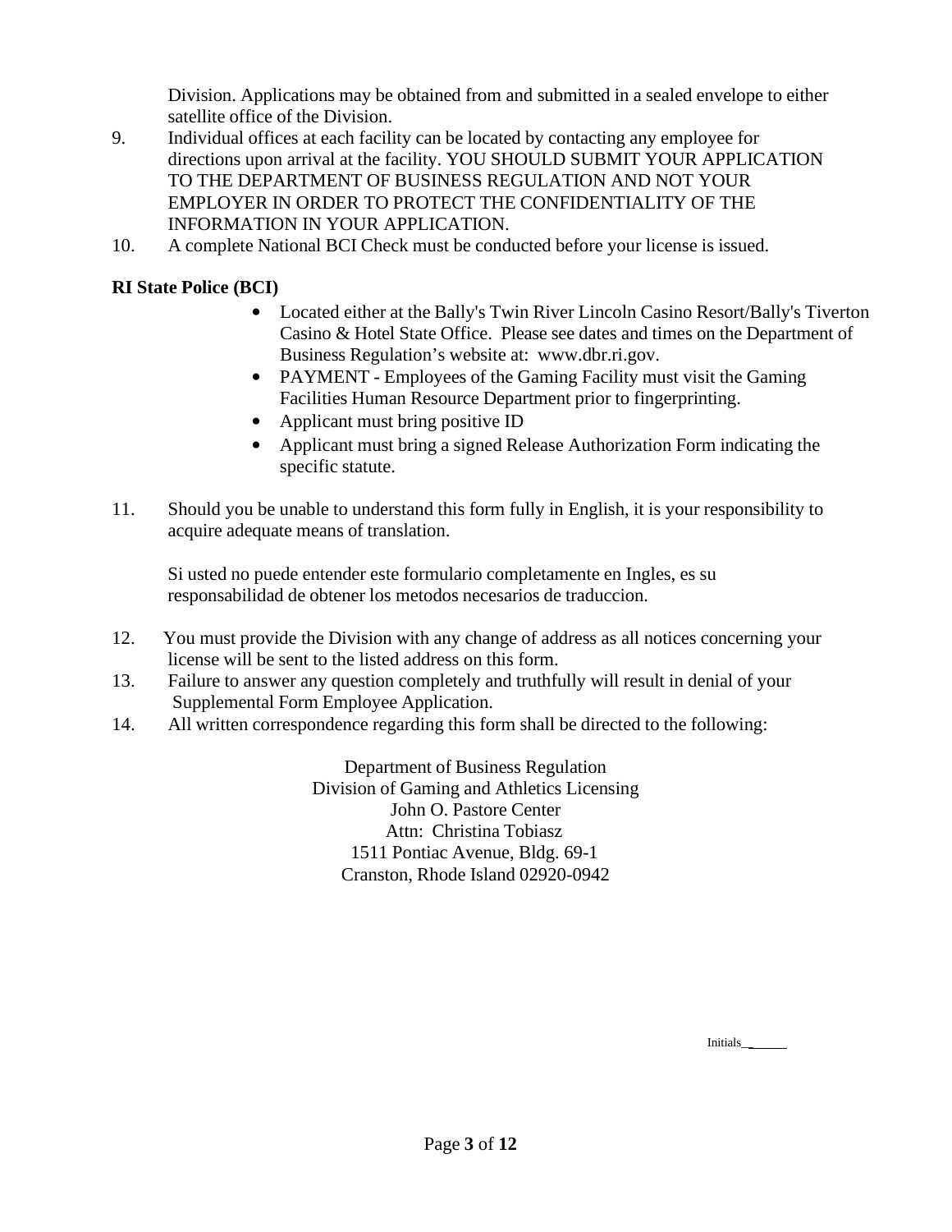Division. Applications may be obtained from and submitted in a sealed envelope to either satellite office of the Division.

9. Individual offices at each facility can be located by contacting any employee for directions upon arrival at the facility. YOU SHOULD SUBMIT YOUR APPLICATION TO THE DEPARTMENT OF BUSINESS REGULATION AND NOT YOUR EMPLOYER IN ORDER TO PROTECT THE CONFIDENTIALITY OF THE INFORMATION IN YOUR APPLICATION.
10. A complete National BCI Check must be conducted before your license is issued.

**RI State Police (BCI)**

- Located either at the Bally's Twin River Lincoln Casino Resort/Bally's Tiverton Casino & Hotel State Office. Please see dates and times on the Department of Business Regulation's website at: www.dbr.ri.gov.
- PAYMENT - Employees of the Gaming Facility must visit the Gaming Facilities Human Resource Department prior to fingerprinting.
- Applicant must bring positive ID
- Applicant must bring a signed Release Authorization Form indicating the specific statute.

11. Should you be unable to understand this form fully in English, it is your responsibility to acquire adequate means of translation.

    Si usted no puede entender este formulario completamente en Ingles, es su responsabilidad de obtener los metodos necesarios de traduccion.

12. You must provide the Division with any change of address as all notices concerning your license will be sent to the listed address on this form.
13. Failure to answer any question completely and truthfully will result in denial of your Supplemental Form Employee Application.
14. All written correspondence regarding this form shall be directed to the following:

Department of Business Regulation
Division of Gaming and Athletics Licensing
John O. Pastore Center
Attn: Christina Tobiasz
1511 Pontiac Avenue, Bldg. 69-1
Cranston, Rhode Island 02920-0942

Initials______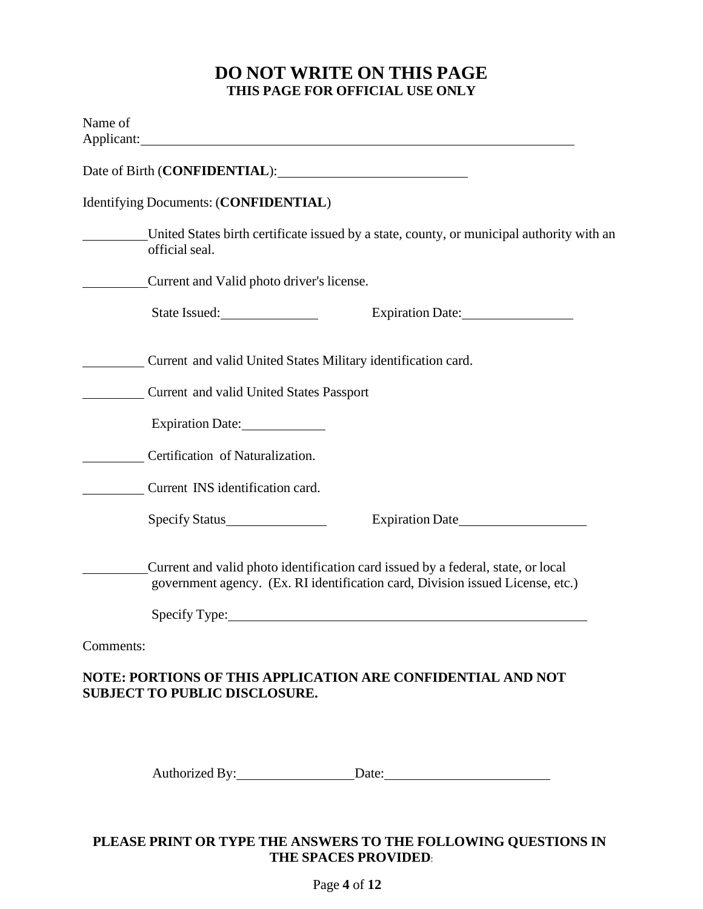# DO NOT WRITE ON THIS PAGE

**THIS PAGE FOR OFFICIAL USE ONLY**

Name of Applicant: ____________________________________________

Date of Birth (**CONFIDENTIAL**): ____________________

Identifying Documents: (**CONFIDENTIAL**)

_________ United States birth certificate issued by a state, county, or municipal authority with an official seal.

_________ Current and Valid photo driver's license.

State Issued: ____________ Expiration Date: ____________

_________ Current and valid United States Military identification card.

_________ Current and valid United States Passport

Expiration Date: __________

_________ Certification of Naturalization.

_________ Current INS identification card.

Specify Status ____________ Expiration Date ______________

_________ Current and valid photo identification card issued by a federal, state, or local government agency. (Ex. RI identification card, Division issued License, etc.)

Specify Type: ________________________________________

Comments:

**NOTE: PORTIONS OF THIS APPLICATION ARE CONFIDENTIAL AND NOT SUBJECT TO PUBLIC DISCLOSURE.**

Authorized By: ______________ Date: ____________________

**PLEASE PRINT OR TYPE THE ANSWERS TO THE FOLLOWING QUESTIONS IN THE SPACES PROVIDED:**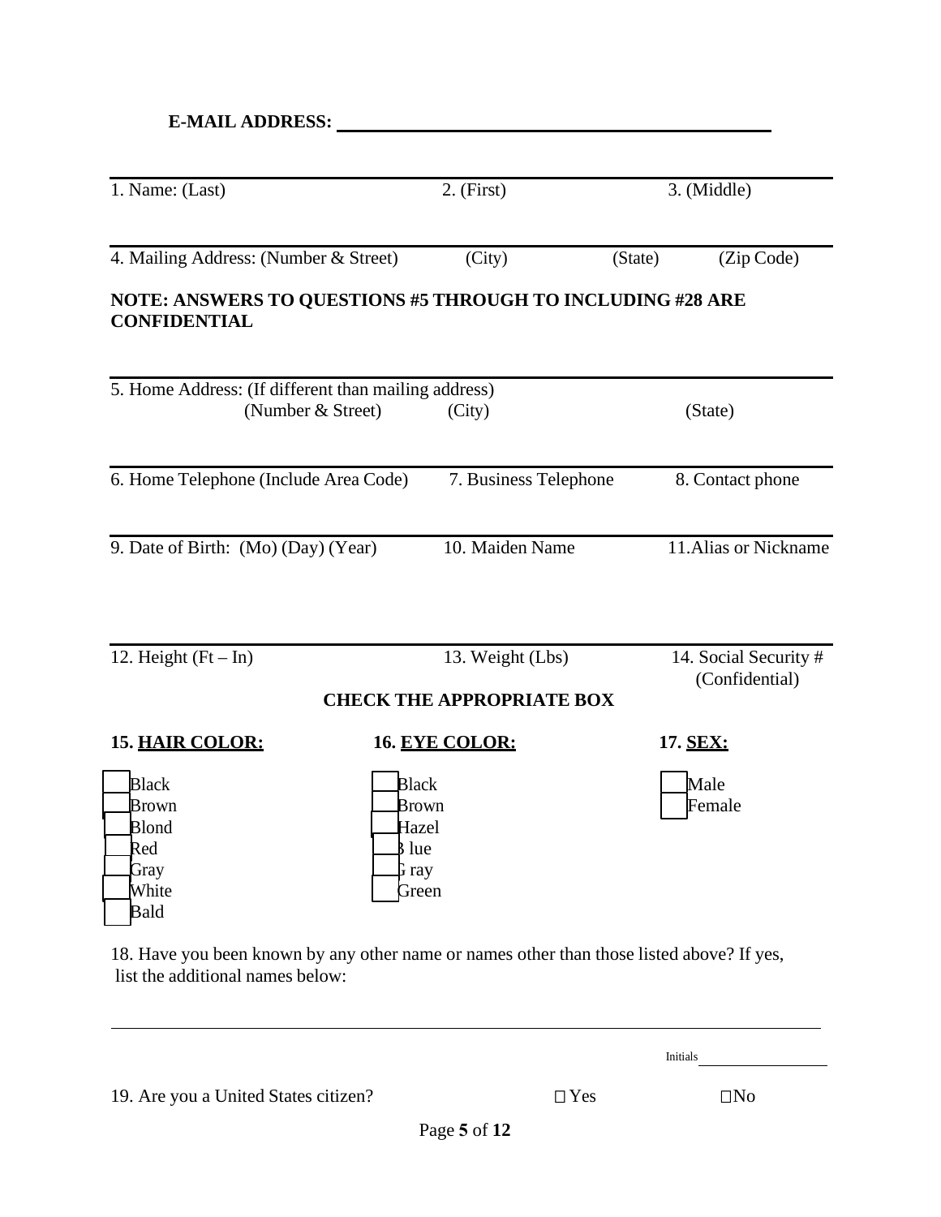**E-MAIL ADDRESS:** ______________________________________________

| 1. Name: (Last) | 2. (First) | 3. (Middle) |
|---|---|---|

| 4. Mailing Address: (Number & Street) | (City) | (State) | (Zip Code) |
|---|---|---|---|

**NOTE: ANSWERS TO QUESTIONS #5 THROUGH TO INCLUDING #28 ARE CONFIDENTIAL**

5. Home Address: (If different than mailing address)

| (Number & Street) | (City) | (State) |
|---|---|---|

| 6. Home Telephone (Include Area Code) | 7. Business Telephone | 8. Contact phone |
|---|---|---|

| 9. Date of Birth: (Mo) (Day) (Year) | 10. Maiden Name | 11. Alias or Nickname |
|---|---|---|

| 12. Height (Ft – In) | 13. Weight (Lbs) | 14. Social Security # (Confidential) |
|---|---|---|

**CHECK THE APPROPRIATE BOX**

**15. HAIR COLOR:**

- ☐ Black
- ☐ Brown
- ☐ Blond
- ☐ Red
- ☐ Gray
- ☐ White
- ☐ Bald

**16. EYE COLOR:**

- ☐ Black
- ☐ Brown
- ☐ Hazel
- ☐ Blue
- ☐ Gray
- ☐ Green

**17. SEX:**

- ☐ Male
- ☐ Female

18. Have you been known by any other name or names other than those listed above? If yes, list the additional names below:

______________________________________________________________________________

Initials ________________

19. Are you a United States citizen? ☐ Yes ☐ No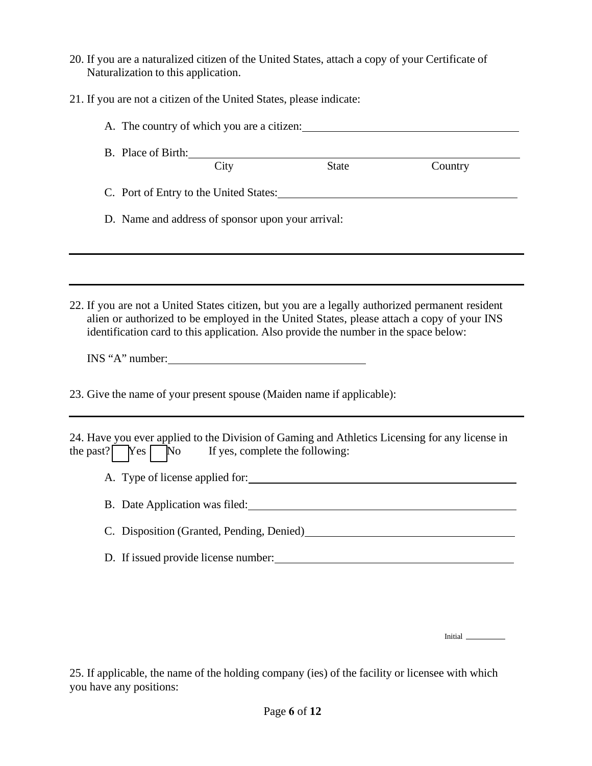20. If you are a naturalized citizen of the United States, attach a copy of your Certificate of Naturalization to this application.

21. If you are not a citizen of the United States, please indicate:

    A. The country of which you are a citizen: ____________________

    B. Place of Birth: ____________________
    City State Country

    C. Port of Entry to the United States: ____________________

    D. Name and address of sponsor upon your arrival:

____________________

____________________

22. If you are not a United States citizen, but you are a legally authorized permanent resident alien or authorized to be employed in the United States, please attach a copy of your INS identification card to this application. Also provide the number in the space below:

    INS "A" number: ____________________

23. Give the name of your present spouse (Maiden name if applicable):

____________________

24. Have you ever applied to the Division of Gaming and Athletics Licensing for any license in the past? ☐ Yes ☐ No If yes, complete the following:

    A. Type of license applied for: ____________________

    B. Date Application was filed: ____________________

    C. Disposition (Granted, Pending, Denied) ____________________

    D. If issued provide license number: ____________________

Initial ________

25. If applicable, the name of the holding company (ies) of the facility or licensee with which you have any positions: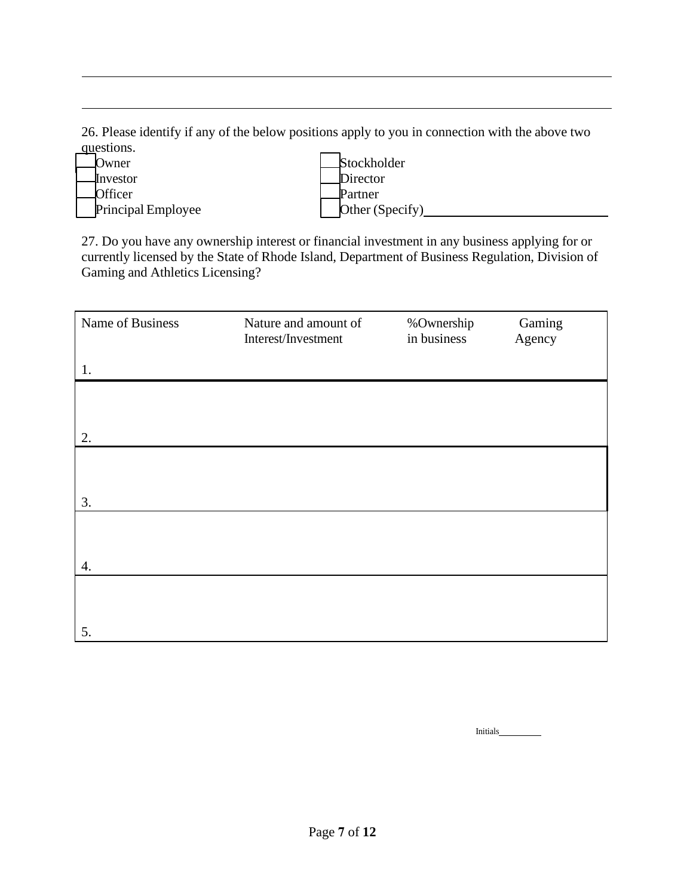26. Please identify if any of the below positions apply to you in connection with the above two questions.

- ☐ Owner
- ☐ Investor
- ☐ Officer
- ☐ Principal Employee
- ☐ Stockholder
- ☐ Director
- ☐ Partner
- ☐ Other (Specify)\_\_\_\_\_\_\_\_\_\_\_\_\_\_\_\_\_\_\_\_\_\_\_\_\_\_\_\_

27. Do you have any ownership interest or financial investment in any business applying for or currently licensed by the State of Rhode Island, Department of Business Regulation, Division of Gaming and Athletics Licensing?

| Name of Business | Nature and amount of Interest/Investment | %Ownership in business | Gaming Agency |
|---|---|---|---|
| 1. | | | |
| 2. | | | |
| 3. | | | |
| 4. | | | |
| 5. | | | |

Initials\_\_\_\_\_\_\_\_\_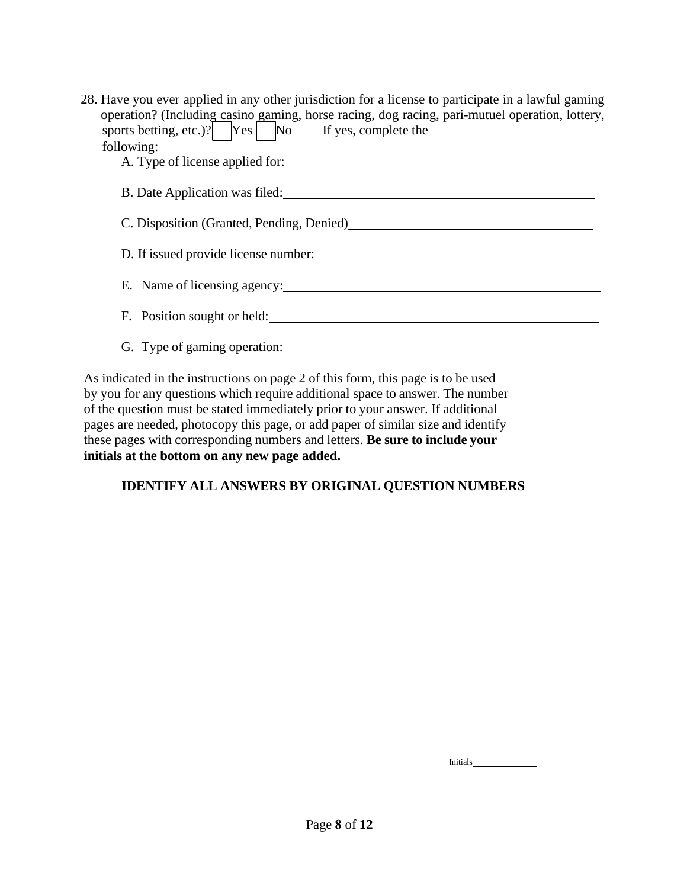28. Have you ever applied in any other jurisdiction for a license to participate in a lawful gaming operation? (Including casino gaming, horse racing, dog racing, pari-mutuel operation, lottery, sports betting, etc.)? ☐ Yes ☐ No If yes, complete the following:

    A. Type of license applied for: ____________________

    B. Date Application was filed: ____________________

    C. Disposition (Granted, Pending, Denied) ____________________

    D. If issued provide license number: ____________________

    E. Name of licensing agency: ____________________

    F. Position sought or held: ____________________

    G. Type of gaming operation: ____________________

As indicated in the instructions on page 2 of this form, this page is to be used by you for any questions which require additional space to answer. The number of the question must be stated immediately prior to your answer. If additional pages are needed, photocopy this page, or add paper of similar size and identify these pages with corresponding numbers and letters. **Be sure to include your initials at the bottom on any new page added.**

**IDENTIFY ALL ANSWERS BY ORIGINAL QUESTION NUMBERS**

Initials____________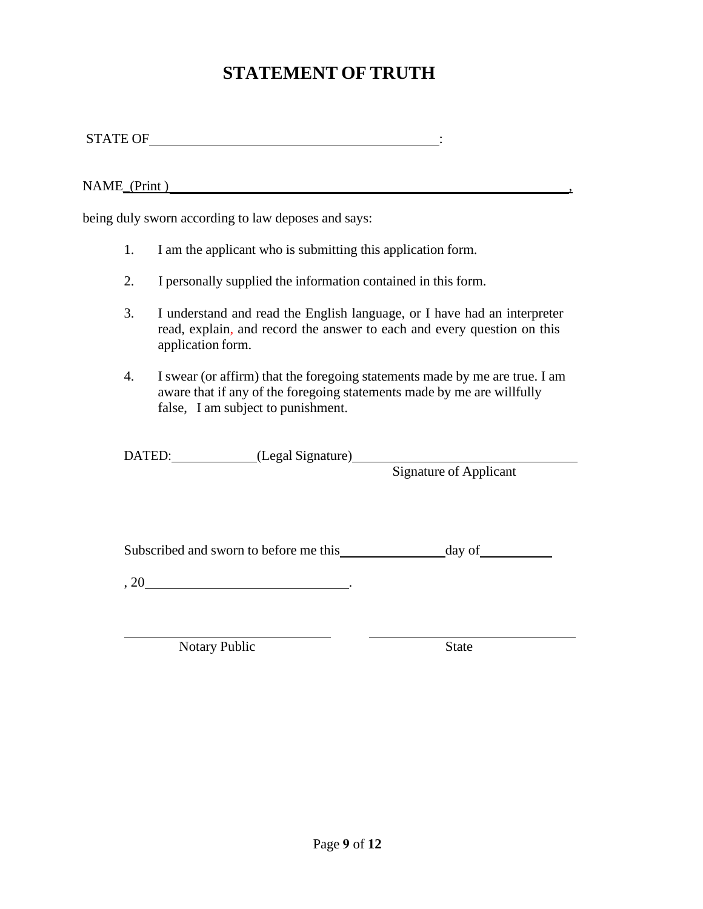# STATEMENT OF TRUTH

STATE OF ________________________________________:

NAME (Print ) ________________________________________________________,

being duly sworn according to law deposes and says:

1. I am the applicant who is submitting this application form.
2. I personally supplied the information contained in this form.
3. I understand and read the English language, or I have had an interpreter read, explain, and record the answer to each and every question on this application form.
4. I swear (or affirm) that the foregoing statements made by me are true. I am aware that if any of the foregoing statements made by me are willfully false, I am subject to punishment.

DATED:____________(Legal Signature)________________________________
Signature of Applicant

Subscribed and sworn to before me this______________day of__________

, 20____________________________.

____________________________ ____________________________
Notary Public State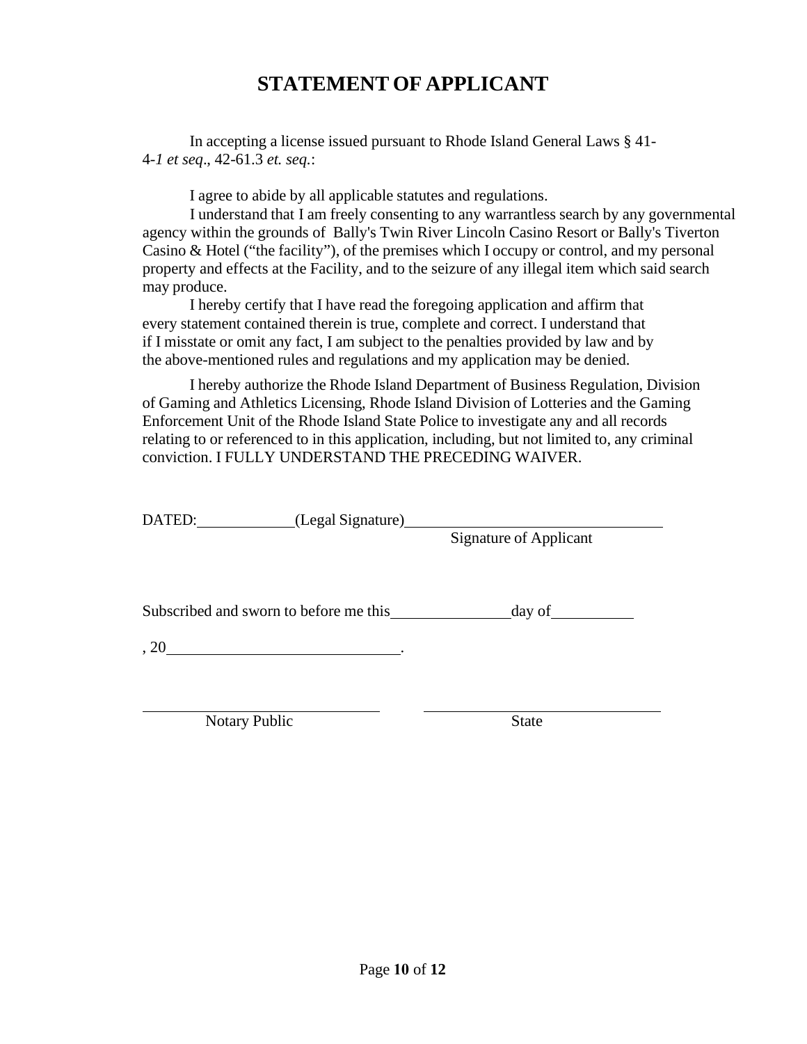# STATEMENT OF APPLICANT

In accepting a license issued pursuant to Rhode Island General Laws § 41-4-*1 et seq*., 42-61.3 *et. seq.*:

I agree to abide by all applicable statutes and regulations.

I understand that I am freely consenting to any warrantless search by any governmental agency within the grounds of Bally's Twin River Lincoln Casino Resort or Bally's Tiverton Casino & Hotel ("the facility"), of the premises which I occupy or control, and my personal property and effects at the Facility, and to the seizure of any illegal item which said search may produce.

I hereby certify that I have read the foregoing application and affirm that every statement contained therein is true, complete and correct. I understand that if I misstate or omit any fact, I am subject to the penalties provided by law and by the above-mentioned rules and regulations and my application may be denied.

I hereby authorize the Rhode Island Department of Business Regulation, Division of Gaming and Athletics Licensing, Rhode Island Division of Lotteries and the Gaming Enforcement Unit of the Rhode Island State Police to investigate any and all records relating to or referenced to in this application, including, but not limited to, any criminal conviction. I FULLY UNDERSTAND THE PRECEDING WAIVER.

DATED:\_\_\_\_\_\_\_\_\_\_\_\_ (Legal Signature)\_\_\_\_\_\_\_\_\_\_\_\_\_\_\_\_\_\_\_\_\_\_\_\_\_\_\_\_\_\_

Signature of Applicant

Subscribed and sworn to before me this\_\_\_\_\_\_\_\_\_\_\_\_\_\_day of\_\_\_\_\_\_\_\_\_\_

, 20\_\_\_\_\_\_\_\_\_\_\_\_\_\_\_\_\_\_\_\_\_\_\_\_\_\_\_\_.

\_\_\_\_\_\_\_\_\_\_\_\_\_\_\_\_\_\_\_\_\_\_\_\_\_\_\_\_ \_\_\_\_\_\_\_\_\_\_\_\_\_\_\_\_\_\_\_\_\_\_\_\_\_\_\_\_

Notary Public State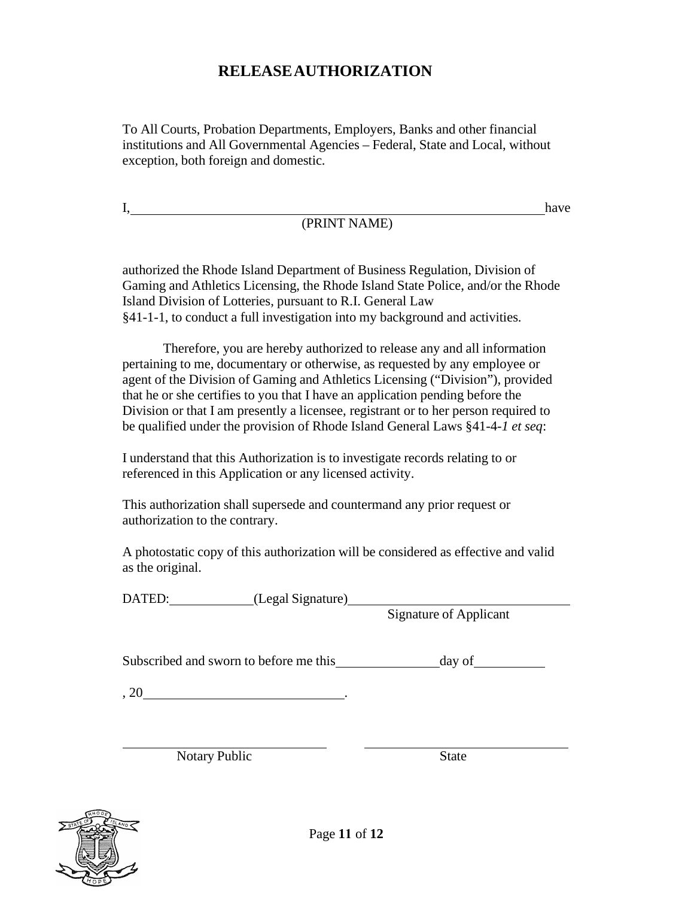# RELEASE AUTHORIZATION

To All Courts, Probation Departments, Employers, Banks and other financial institutions and All Governmental Agencies – Federal, State and Local, without exception, both foreign and domestic.

I, \_\_\_\_\_\_\_\_\_\_\_\_\_\_\_\_\_\_\_\_\_\_\_\_\_\_\_\_\_\_\_\_\_\_\_\_\_\_\_\_\_\_\_\_\_\_\_\_\_\_\_\_\_\_\_\_ have
(PRINT NAME)

authorized the Rhode Island Department of Business Regulation, Division of Gaming and Athletics Licensing, the Rhode Island State Police, and/or the Rhode Island Division of Lotteries, pursuant to R.I. General Law §41-1-1, to conduct a full investigation into my background and activities.

Therefore, you are hereby authorized to release any and all information pertaining to me, documentary or otherwise, as requested by any employee or agent of the Division of Gaming and Athletics Licensing ("Division"), provided that he or she certifies to you that I have an application pending before the Division or that I am presently a licensee, registrant or to her person required to be qualified under the provision of Rhode Island General Laws §41-4-*1 et seq*:

I understand that this Authorization is to investigate records relating to or referenced in this Application or any licensed activity.

This authorization shall supersede and countermand any prior request or authorization to the contrary.

A photostatic copy of this authorization will be considered as effective and valid as the original.

DATED:\_\_\_\_\_\_\_\_\_\_\_\_ (Legal Signature)\_\_\_\_\_\_\_\_\_\_\_\_\_\_\_\_\_\_\_\_\_\_\_\_\_\_\_\_\_\_\_\_
Signature of Applicant

Subscribed and sworn to before me this\_\_\_\_\_\_\_\_\_\_\_\_\_\_\_day of\_\_\_\_\_\_\_\_\_\_

, 20\_\_\_\_\_\_\_\_\_\_\_\_\_\_\_\_\_\_\_\_\_\_\_\_\_\_\_\_\_\_.

\_\_\_\_\_\_\_\_\_\_\_\_\_\_\_\_\_\_\_\_\_\_\_\_\_\_\_\_\_\_ \_\_\_\_\_\_\_\_\_\_\_\_\_\_\_\_\_\_\_\_\_\_\_\_\_\_\_\_\_\_
Notary Public State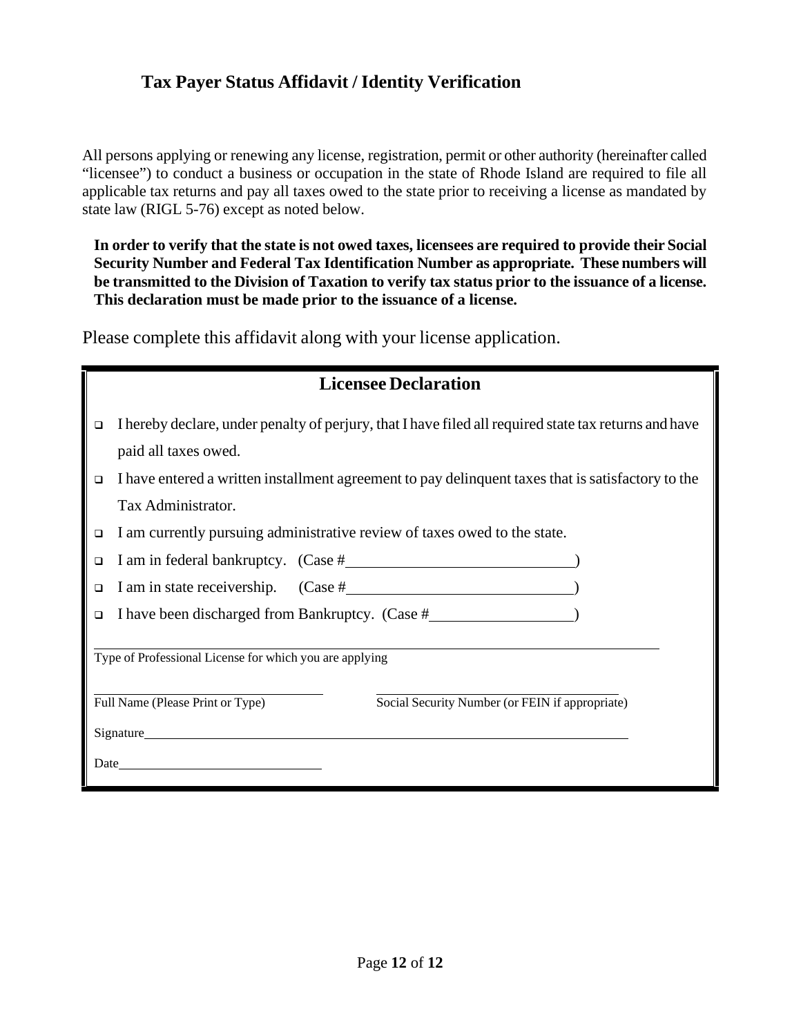## Tax Payer Status Affidavit / Identity Verification

All persons applying or renewing any license, registration, permit or other authority (hereinafter called "licensee") to conduct a business or occupation in the state of Rhode Island are required to file all applicable tax returns and pay all taxes owed to the state prior to receiving a license as mandated by state law (RIGL 5-76) except as noted below.

**In order to verify that the state is not owed taxes, licensees are required to provide their Social Security Number and Federal Tax Identification Number as appropriate. These numbers will be transmitted to the Division of Taxation to verify tax status prior to the issuance of a license. This declaration must be made prior to the issuance of a license.**

Please complete this affidavit along with your license application.

### Licensee Declaration

- ☐ I hereby declare, under penalty of perjury, that I have filed all required state tax returns and have paid all taxes owed.
- ☐ I have entered a written installment agreement to pay delinquent taxes that is satisfactory to the Tax Administrator.
- ☐ I am currently pursuing administrative review of taxes owed to the state.
- ☐ I am in federal bankruptcy. (Case #______________________________)
- ☐ I am in state receivership. (Case #______________________________)
- ☐ I have been discharged from Bankruptcy. (Case #__________________)

______________________________________________________________________
Type of Professional License for which you are applying

________________________________ ________________________________
Full Name (Please Print or Type) Social Security Number (or FEIN if appropriate)

Signature______________________________________________________________

Date____________________________